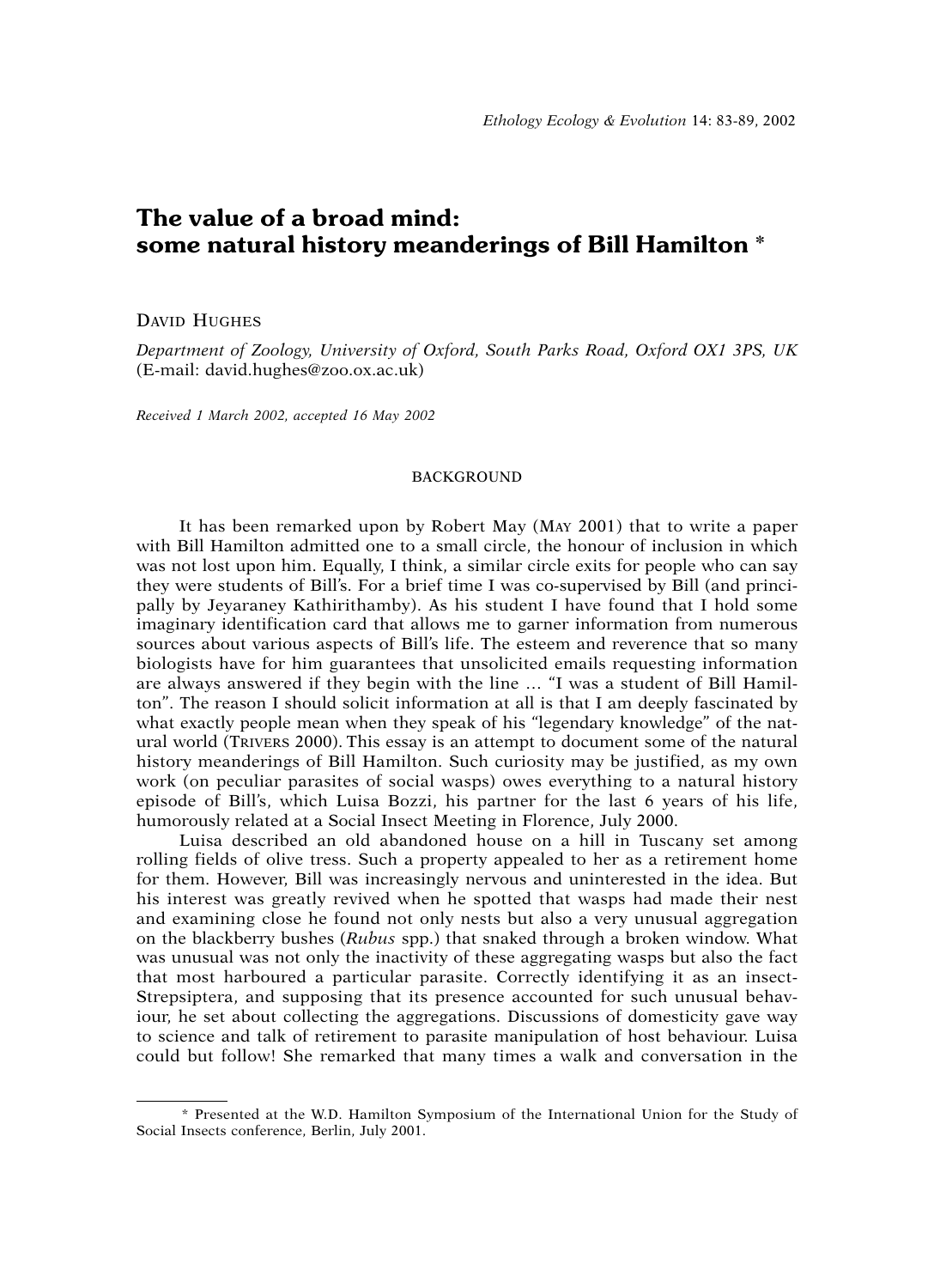# The value of a broad mind: some natural history meanderings of Bill Hamilton *

DAVID HUGHES

*Department of Zoology, University of Oxford, South Parks Road, Oxford OX1 3PS, UK* (E-mail: david.hughes@zoo.ox.ac.uk)

*Received 1 March 2002, accepted 16 May 2002*

## BACKGROUND

It has been remarked upon by Robert May (MAY 2001) that to write a paper with Bill Hamilton admitted one to a small circle, the honour of inclusion in which was not lost upon him. Equally, I think, a similar circle exits for people who can say they were students of Bill's. For a brief time I was co-supervised by Bill (and principally by Jeyaraney Kathirithamby). As his student I have found that I hold some imaginary identification card that allows me to garner information from numerous sources about various aspects of Bill's life. The esteem and reverence that so many biologists have for him guarantees that unsolicited emails requesting information are always answered if they begin with the line ... "I was a student of Bill Hamilton". The reason I should solicit information at all is that I am deeply fascinated by what exactly people mean when they speak of his "legendary knowledge" of the natural world (TRIVERS 2000). This essay is an attempt to document some of the natural history meanderings of Bill Hamilton. Such curiosity may be justified, as my own work (on peculiar parasites of social wasps) owes everything to a natural history episode of Bill's, which Luisa Bozzi, his partner for the last 6 years of his life, humorously related at a Social Insect Meeting in Florence, July 2000.

Luisa described an old abandoned house on a hill in Tuscany set among rolling fields of olive tress. Such a property appealed to her as a retirement home for them. However, Bill was increasingly nervous and uninterested in the idea. But his interest was greatly revived when he spotted that wasps had made their nest and examining close he found not only nests but also a very unusual aggregation on the blackberry bushes (*Rubus* spp.) that snaked through a broken window. What was unusual was not only the inactivity of these aggregating wasps but also the fact that most harboured a particular parasite. Correctly identifying it as an insect-Strepsiptera, and supposing that its presence accounted for such unusual behaviour, he set about collecting the aggregations. Discussions of domesticity gave way to science and talk of retirement to parasite manipulation of host behaviour. Luisa could but follow! She remarked that many times a walk and conversation in the

* Presented at the W.D. Hamilton Symposium of the International Union for the Study of Social Insects conference, Berlin, July 2001.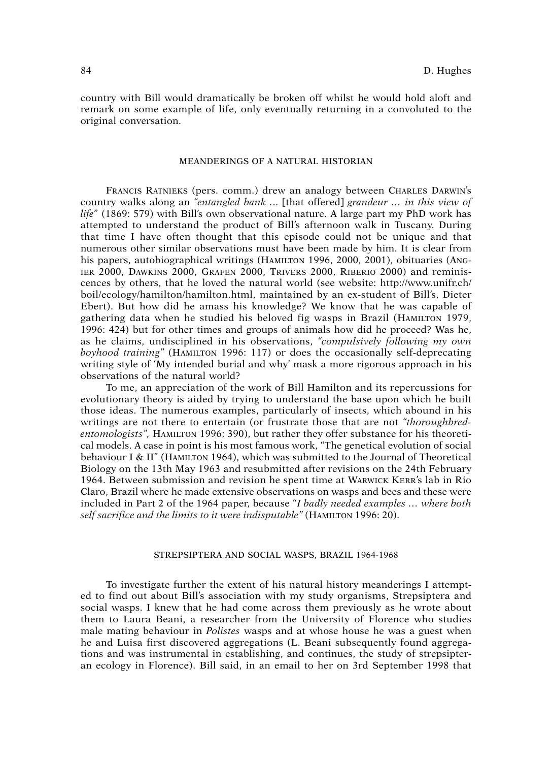country with Bill would dramatically be broken off whilst he would hold aloft and remark on some example of life, only eventually returning in a convoluted to the original conversation.

## MEANDERINGS OF A NATURAL HISTORIAN

FRANCIS RATNIEKS (pers. comm.) drew an analogy between CHARLES DARWIN's country walks along an *"entangled bank* ... [that offered] *grandeur ... in this view of life"* (1869: 579) with Bill's own observational nature. A large part my PhD work has attempted to understand the product of Bill's afternoon walk in Tuscany. During that time I have often thought that this episode could not be unique and that numerous other similar observations must have been made by him. It is clear from his papers, autobiographical writings (HAMILTON 1996, 2000, 2001), obituaries (ANGIER 2000, DAWKINS 2000, GRAFEN 2000, TRIVERS 2000, RIBERIO 2000) and reminiscences by others, that he loved the natural world (see website: http://www.unifr.ch/boil/ecology/hamilton/hamilton.html, maintained by an ex-student of Bill's, Dieter Ebert). But how did he amass his knowledge? We know that he was capable of gathering data when he studied his beloved fig wasps in Brazil (HAMILTON 1979, 1996: 424) but for other times and groups of animals how did he proceed? Was he, as he claims, undisciplined in his observations, *"compulsively following my own boyhood training"* (HAMILTON 1996: 117) or does the occasionally self-deprecating writing style of 'My intended burial and why' mask a more rigorous approach in his observations of the natural world?

To me, an appreciation of the work of Bill Hamilton and its repercussions for evolutionary theory is aided by trying to understand the base upon which he built those ideas. The numerous examples, particularly of insects, which abound in his writings are not there to entertain (or frustrate those that are not *"thoroughbred-entomologists"*, HAMILTON 1996: 390), but rather they offer substance for his theoretical models. A case in point is his most famous work, "The genetical evolution of social behaviour I & II" (HAMILTON 1964), which was submitted to the Journal of Theoretical Biology on the 13th May 1963 and resubmitted after revisions on the 24th February 1964. Between submission and revision he spent time at WARWICK KERR's lab in Rio Claro, Brazil where he made extensive observations on wasps and bees and these were included in Part 2 of the 1964 paper, because *"I badly needed examples ... where both self sacrifice and the limits to it were indisputable"* (HAMILTON 1996: 20).

## STREPSIPTERA AND SOCIAL WASPS, BRAZIL 1964-1968

To investigate further the extent of his natural history meanderings I attempted to find out about Bill's association with my study organisms, Strepsiptera and social wasps. I knew that he had come across them previously as he wrote about them to Laura Beani, a researcher from the University of Florence who studies male mating behaviour in *Polistes* wasps and at whose house he was a guest when he and Luisa first discovered aggregations (L. Beani subsequently found aggregations and was instrumental in establishing, and continues, the study of strepsipteran ecology in Florence). Bill said, in an email to her on 3rd September 1998 that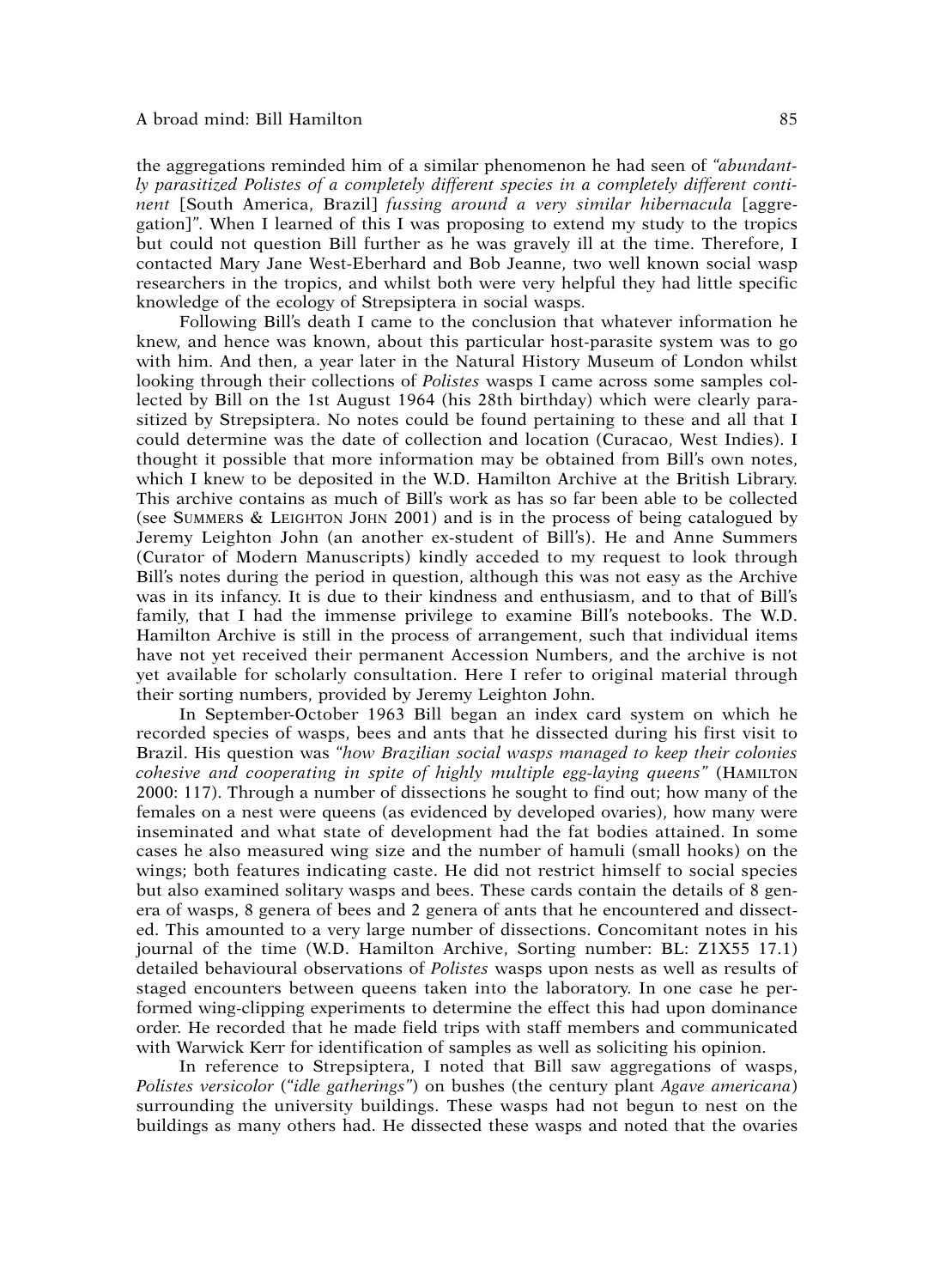the aggregations reminded him of a similar phenomenon he had seen of *"abundantly parasitized Polistes of a completely different species in a completely different continent* [South America, Brazil] *fussing around a very similar hibernacula* [aggregation]". When I learned of this I was proposing to extend my study to the tropics but could not question Bill further as he was gravely ill at the time. Therefore, I contacted Mary Jane West-Eberhard and Bob Jeanne, two well known social wasp researchers in the tropics, and whilst both were very helpful they had little specific knowledge of the ecology of Strepsiptera in social wasps.

Following Bill's death I came to the conclusion that whatever information he knew, and hence was known, about this particular host-parasite system was to go with him. And then, a year later in the Natural History Museum of London whilst looking through their collections of *Polistes* wasps I came across some samples collected by Bill on the 1st August 1964 (his 28th birthday) which were clearly parasitized by Strepsiptera. No notes could be found pertaining to these and all that I could determine was the date of collection and location (Curacao, West Indies). I thought it possible that more information may be obtained from Bill's own notes, which I knew to be deposited in the W.D. Hamilton Archive at the British Library. This archive contains as much of Bill's work as has so far been able to be collected (see Summers & Leighton John 2001) and is in the process of being catalogued by Jeremy Leighton John (an another ex-student of Bill's). He and Anne Summers (Curator of Modern Manuscripts) kindly acceded to my request to look through Bill's notes during the period in question, although this was not easy as the Archive was in its infancy. It is due to their kindness and enthusiasm, and to that of Bill's family, that I had the immense privilege to examine Bill's notebooks. The W.D. Hamilton Archive is still in the process of arrangement, such that individual items have not yet received their permanent Accession Numbers, and the archive is not yet available for scholarly consultation. Here I refer to original material through their sorting numbers, provided by Jeremy Leighton John.

In September-October 1963 Bill began an index card system on which he recorded species of wasps, bees and ants that he dissected during his first visit to Brazil. His question was *"how Brazilian social wasps managed to keep their colonies cohesive and cooperating in spite of highly multiple egg-laying queens"* (Hamilton 2000: 117). Through a number of dissections he sought to find out; how many of the females on a nest were queens (as evidenced by developed ovaries), how many were inseminated and what state of development had the fat bodies attained. In some cases he also measured wing size and the number of hamuli (small hooks) on the wings; both features indicating caste. He did not restrict himself to social species but also examined solitary wasps and bees. These cards contain the details of 8 genera of wasps, 8 genera of bees and 2 genera of ants that he encountered and dissected. This amounted to a very large number of dissections. Concomitant notes in his journal of the time (W.D. Hamilton Archive, Sorting number: BL: Z1X55 17.1) detailed behavioural observations of *Polistes* wasps upon nests as well as results of staged encounters between queens taken into the laboratory. In one case he performed wing-clipping experiments to determine the effect this had upon dominance order. He recorded that he made field trips with staff members and communicated with Warwick Kerr for identification of samples as well as soliciting his opinion.

In reference to Strepsiptera, I noted that Bill saw aggregations of wasps, *Polistes versicolor* (*"idle gatherings"*) on bushes (the century plant *Agave americana*) surrounding the university buildings. These wasps had not begun to nest on the buildings as many others had. He dissected these wasps and noted that the ovaries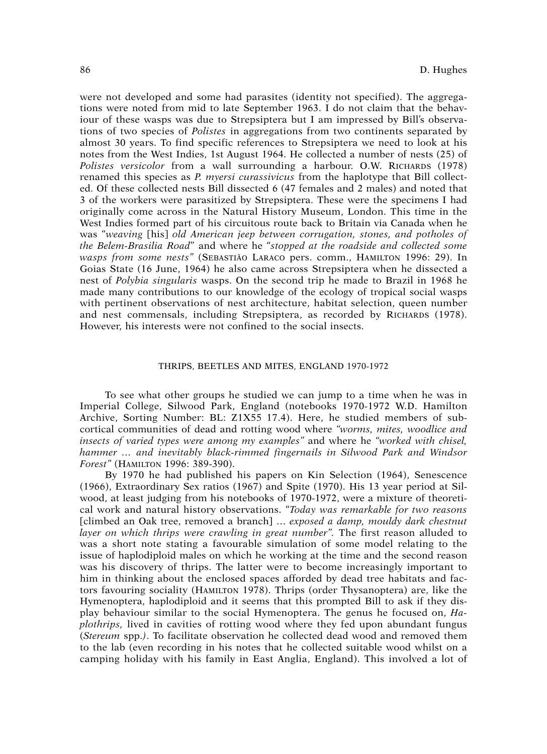were not developed and some had parasites (identity not specified). The aggregations were noted from mid to late September 1963. I do not claim that the behaviour of these wasps was due to Strepsiptera but I am impressed by Bill's observations of two species of *Polistes* in aggregations from two continents separated by almost 30 years. To find specific references to Strepsiptera we need to look at his notes from the West Indies, 1st August 1964. He collected a number of nests (25) of *Polistes versicolor* from a wall surrounding a harbour. O.W. Richards (1978) renamed this species as *P. myersi curassivicus* from the haplotype that Bill collected. Of these collected nests Bill dissected 6 (47 females and 2 males) and noted that 3 of the workers were parasitized by Strepsiptera. These were the specimens I had originally come across in the Natural History Museum, London. This time in the West Indies formed part of his circuitous route back to Britain via Canada when he was "*weaving* [his] *old American jeep between corrugation, stones, and potholes of the Belem-Brasilia Road*" and where he "*stopped at the roadside and collected some wasps from some nests*" (Sebastião Laraco pers. comm., Hamilton 1996: 29). In Goias State (16 June, 1964) he also came across Strepsiptera when he dissected a nest of *Polybia singularis* wasps. On the second trip he made to Brazil in 1968 he made many contributions to our knowledge of the ecology of tropical social wasps with pertinent observations of nest architecture, habitat selection, queen number and nest commensals, including Strepsiptera, as recorded by Richards (1978). However, his interests were not confined to the social insects.

## THRIPS, BEETLES AND MITES, ENGLAND 1970-1972

To see what other groups he studied we can jump to a time when he was in Imperial College, Silwood Park, England (notebooks 1970-1972 W.D. Hamilton Archive, Sorting Number: BL: Z1X55 17.4). Here, he studied members of subcortical communities of dead and rotting wood where "*worms, mites, woodlice and insects of varied types were among my examples*" and where he "*worked with chisel, hammer … and inevitably black-rimmed fingernails in Silwood Park and Windsor Forest*" (Hamilton 1996: 389-390).

By 1970 he had published his papers on Kin Selection (1964), Senescence (1966), Extraordinary Sex ratios (1967) and Spite (1970). His 13 year period at Silwood, at least judging from his notebooks of 1970-1972, were a mixture of theoretical work and natural history observations. "*Today was remarkable for two reasons* [climbed an Oak tree, removed a branch] … *exposed a damp, mouldy dark chestnut layer on which thrips were crawling in great number*". The first reason alluded to was a short note stating a favourable simulation of some model relating to the issue of haplodiploid males on which he working at the time and the second reason was his discovery of thrips. The latter were to become increasingly important to him in thinking about the enclosed spaces afforded by dead tree habitats and factors favouring sociality (Hamilton 1978). Thrips (order Thysanoptera) are, like the Hymenoptera, haplodiploid and it seems that this prompted Bill to ask if they display behaviour similar to the social Hymenoptera. The genus he focused on, *Haplothrips*, lived in cavities of rotting wood where they fed upon abundant fungus (*Stereum* spp.). To facilitate observation he collected dead wood and removed them to the lab (even recording in his notes that he collected suitable wood whilst on a camping holiday with his family in East Anglia, England). This involved a lot of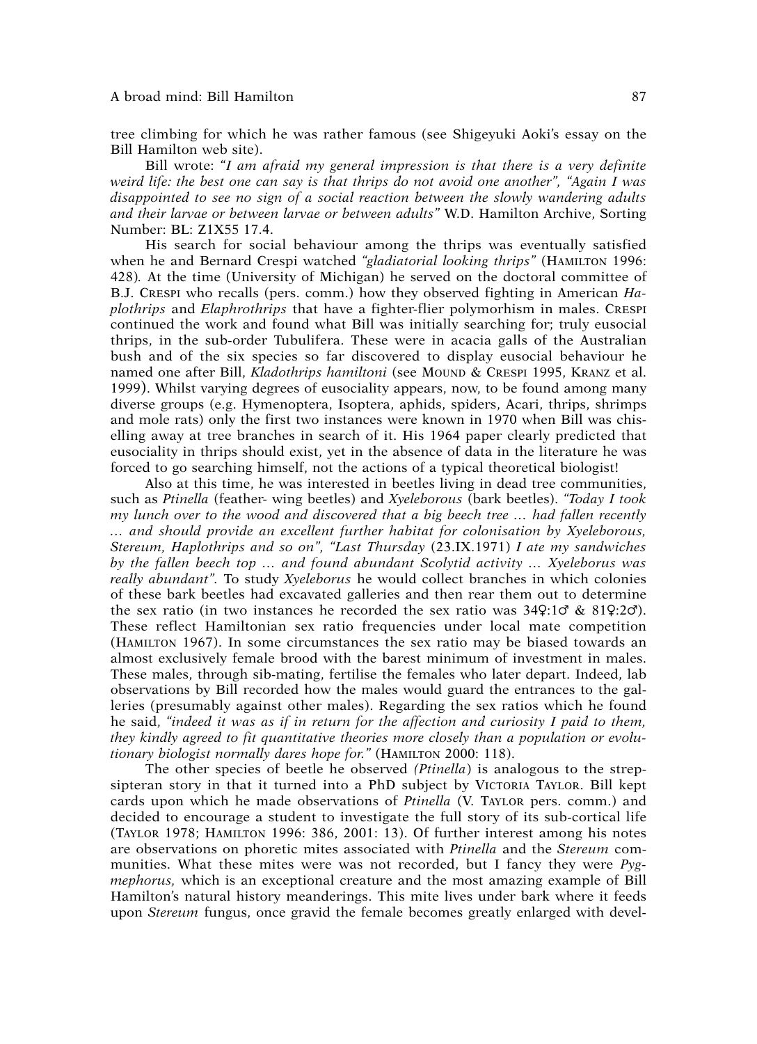tree climbing for which he was rather famous (see Shigeyuki Aoki's essay on the Bill Hamilton web site).

Bill wrote: *"I am afraid my general impression is that there is a very definite weird life: the best one can say is that thrips do not avoid one another", "Again I was disappointed to see no sign of a social reaction between the slowly wandering adults and their larvae or between larvae or between adults"* W.D. Hamilton Archive, Sorting Number: BL: Z1X55 17.4.

His search for social behaviour among the thrips was eventually satisfied when he and Bernard Crespi watched *"gladiatorial looking thrips"* (HAMILTON 1996: 428). At the time (University of Michigan) he served on the doctoral committee of B.J. CRESPI who recalls (pers. comm.) how they observed fighting in American *Haplothrips* and *Elaphrothrips* that have a fighter-flier polymorhism in males. CRESPI continued the work and found what Bill was initially searching for; truly eusocial thrips, in the sub-order Tubulifera. These were in acacia galls of the Australian bush and of the six species so far discovered to display eusocial behaviour he named one after Bill, *Kladothrips hamiltoni* (see MOUND & CRESPI 1995, KRANZ et al. 1999). Whilst varying degrees of eusociality appears, now, to be found among many diverse groups (e.g. Hymenoptera, Isoptera, aphids, spiders, Acari, thrips, shrimps and mole rats) only the first two instances were known in 1970 when Bill was chiselling away at tree branches in search of it. His 1964 paper clearly predicted that eusociality in thrips should exist, yet in the absence of data in the literature he was forced to go searching himself, not the actions of a typical theoretical biologist!

Also at this time, he was interested in beetles living in dead tree communities, such as *Ptinella* (feather- wing beetles) and *Xyeleborous* (bark beetles). *"Today I took my lunch over to the wood and discovered that a big beech tree … had fallen recently … and should provide an excellent further habitat for colonisation by Xyeleborous, Stereum, Haplothrips and so on", "Last Thursday* (23.IX.1971) *I ate my sandwiches by the fallen beech top … and found abundant Scolytid activity … Xyeleborus was really abundant"*. To study *Xyeleborus* he would collect branches in which colonies of these bark beetles had excavated galleries and then rear them out to determine the sex ratio (in two instances he recorded the sex ratio was 34♀:1♂ & 81♀:2♂). These reflect Hamiltonian sex ratio frequencies under local mate competition (HAMILTON 1967). In some circumstances the sex ratio may be biased towards an almost exclusively female brood with the barest minimum of investment in males. These males, through sib-mating, fertilise the females who later depart. Indeed, lab observations by Bill recorded how the males would guard the entrances to the galleries (presumably against other males). Regarding the sex ratios which he found he said, *"indeed it was as if in return for the affection and curiosity I paid to them, they kindly agreed to fit quantitative theories more closely than a population or evolutionary biologist normally dares hope for."* (HAMILTON 2000: 118).

The other species of beetle he observed *(Ptinella*) is analogous to the strepsipteran story in that it turned into a PhD subject by VICTORIA TAYLOR. Bill kept cards upon which he made observations of *Ptinella* (V. TAYLOR pers. comm.) and decided to encourage a student to investigate the full story of its sub-cortical life (TAYLOR 1978; HAMILTON 1996: 386, 2001: 13). Of further interest among his notes are observations on phoretic mites associated with *Ptinella* and the *Stereum* communities. What these mites were was not recorded, but I fancy they were *Pygmephorus,* which is an exceptional creature and the most amazing example of Bill Hamilton's natural history meanderings. This mite lives under bark where it feeds upon *Stereum* fungus, once gravid the female becomes greatly enlarged with devel-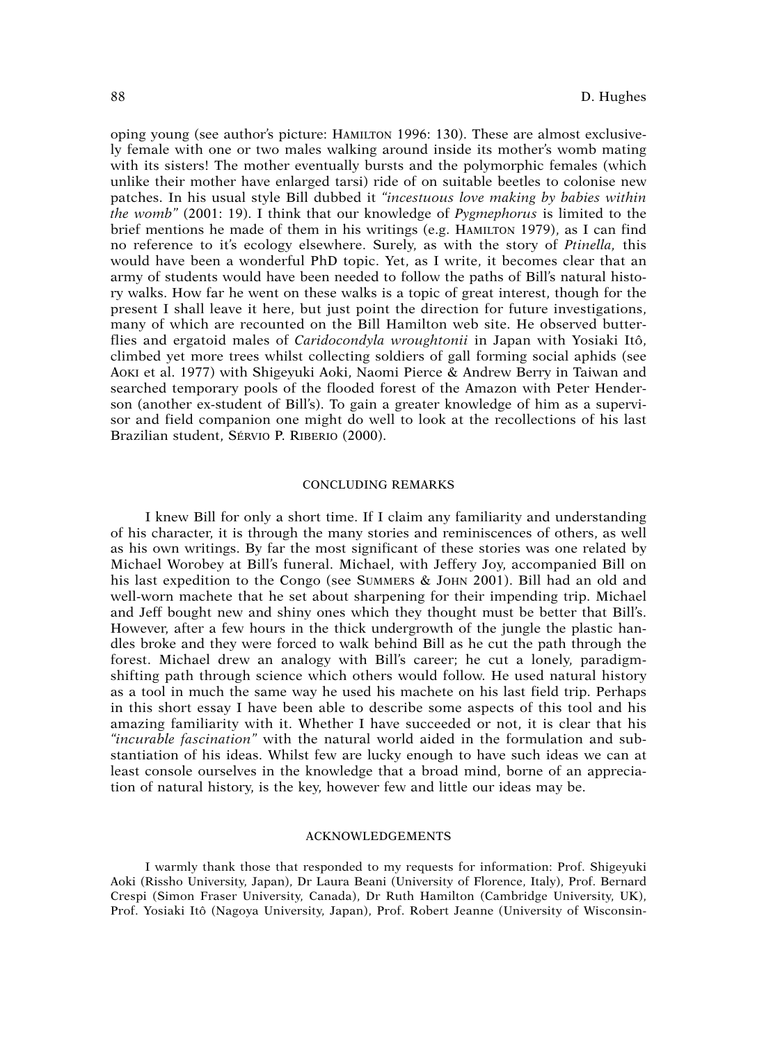oping young (see author's picture: HAMILTON 1996: 130). These are almost exclusively female with one or two males walking around inside its mother's womb mating with its sisters! The mother eventually bursts and the polymorphic females (which unlike their mother have enlarged tarsi) ride of on suitable beetles to colonise new patches. In his usual style Bill dubbed it *"incestuous love making by babies within the womb"* (2001: 19). I think that our knowledge of *Pygmephorus* is limited to the brief mentions he made of them in his writings (e.g. HAMILTON 1979), as I can find no reference to it's ecology elsewhere. Surely, as with the story of *Ptinella*, this would have been a wonderful PhD topic. Yet, as I write, it becomes clear that an army of students would have been needed to follow the paths of Bill's natural history walks. How far he went on these walks is a topic of great interest, though for the present I shall leave it here, but just point the direction for future investigations, many of which are recounted on the Bill Hamilton web site. He observed butterflies and ergatoid males of *Caridocondyla wroughtonii* in Japan with Yosiaki Itô, climbed yet more trees whilst collecting soldiers of gall forming social aphids (see AOKI et al. 1977) with Shigeyuki Aoki, Naomi Pierce & Andrew Berry in Taiwan and searched temporary pools of the flooded forest of the Amazon with Peter Henderson (another ex-student of Bill's). To gain a greater knowledge of him as a supervisor and field companion one might do well to look at the recollections of his last Brazilian student, SÉRVIO P. RIBERIO (2000).

## CONCLUDING REMARKS

I knew Bill for only a short time. If I claim any familiarity and understanding of his character, it is through the many stories and reminiscences of others, as well as his own writings. By far the most significant of these stories was one related by Michael Worobey at Bill's funeral. Michael, with Jeffery Joy, accompanied Bill on his last expedition to the Congo (see SUMMERS & JOHN 2001). Bill had an old and well-worn machete that he set about sharpening for their impending trip. Michael and Jeff bought new and shiny ones which they thought must be better that Bill's. However, after a few hours in the thick undergrowth of the jungle the plastic handles broke and they were forced to walk behind Bill as he cut the path through the forest. Michael drew an analogy with Bill's career; he cut a lonely, paradigm-shifting path through science which others would follow. He used natural history as a tool in much the same way he used his machete on his last field trip. Perhaps in this short essay I have been able to describe some aspects of this tool and his amazing familiarity with it. Whether I have succeeded or not, it is clear that his *"incurable fascination"* with the natural world aided in the formulation and substantiation of his ideas. Whilst few are lucky enough to have such ideas we can at least console ourselves in the knowledge that a broad mind, borne of an appreciation of natural history, is the key, however few and little our ideas may be.

## ACKNOWLEDGEMENTS

I warmly thank those that responded to my requests for information: Prof. Shigeyuki Aoki (Rissho University, Japan), Dr Laura Beani (University of Florence, Italy), Prof. Bernard Crespi (Simon Fraser University, Canada), Dr Ruth Hamilton (Cambridge University, UK), Prof. Yosiaki Itô (Nagoya University, Japan), Prof. Robert Jeanne (University of Wisconsin-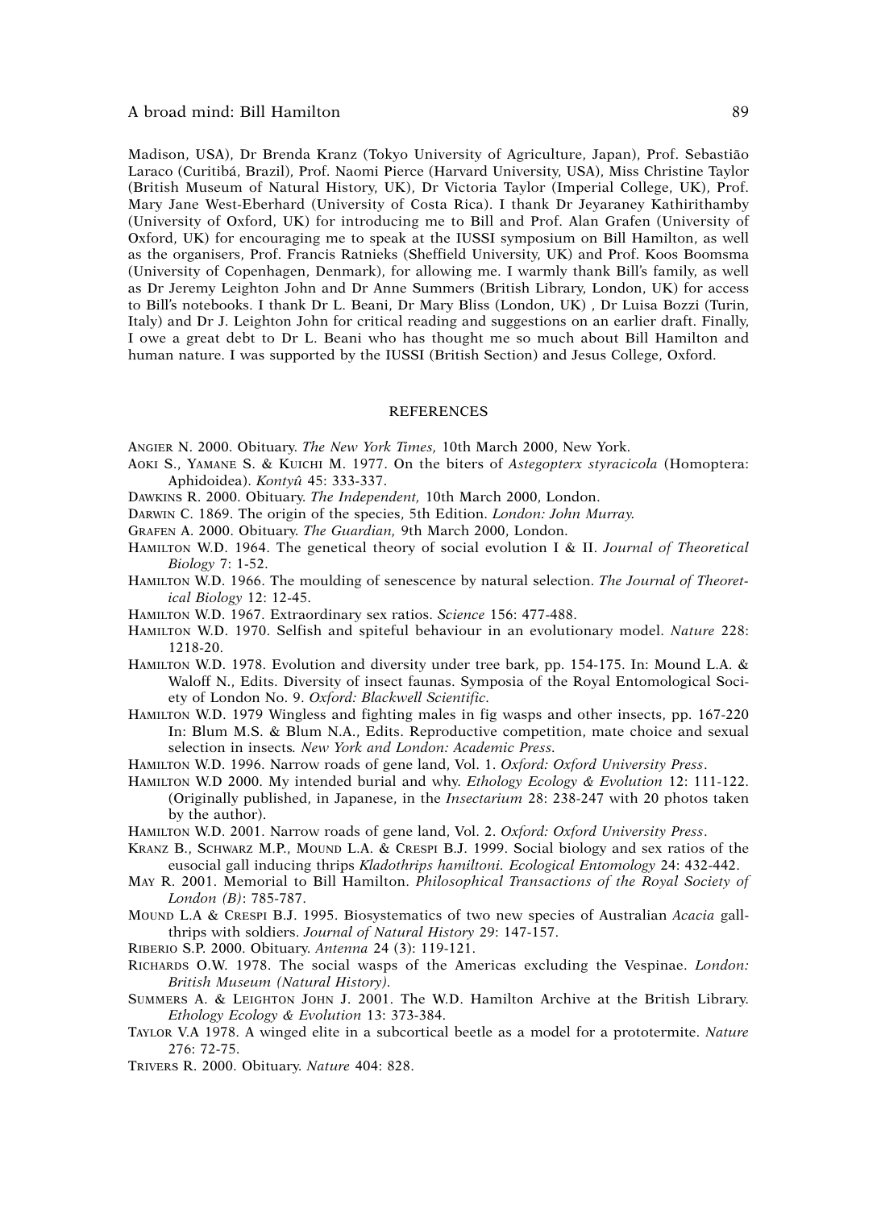Madison, USA), Dr Brenda Kranz (Tokyo University of Agriculture, Japan), Prof. Sebastião Laraco (Curitibá, Brazil), Prof. Naomi Pierce (Harvard University, USA), Miss Christine Taylor (British Museum of Natural History, UK), Dr Victoria Taylor (Imperial College, UK), Prof. Mary Jane West-Eberhard (University of Costa Rica). I thank Dr Jeyaraney Kathirithamby (University of Oxford, UK) for introducing me to Bill and Prof. Alan Grafen (University of Oxford, UK) for encouraging me to speak at the IUSSI symposium on Bill Hamilton, as well as the organisers, Prof. Francis Ratnieks (Sheffield University, UK) and Prof. Koos Boomsma (University of Copenhagen, Denmark), for allowing me. I warmly thank Bill's family, as well as Dr Jeremy Leighton John and Dr Anne Summers (British Library, London, UK) for access to Bill's notebooks. I thank Dr L. Beani, Dr Mary Bliss (London, UK) , Dr Luisa Bozzi (Turin, Italy) and Dr J. Leighton John for critical reading and suggestions on an earlier draft. Finally, I owe a great debt to Dr L. Beani who has thought me so much about Bill Hamilton and human nature. I was supported by the IUSSI (British Section) and Jesus College, Oxford.

## REFERENCES

ANGIER N. 2000. Obituary. *The New York Times,* 10th March 2000, New York.

AOKI S., YAMANE S. & KUICHI M. 1977. On the biters of *Astegopterx styracicola* (Homoptera: Aphidoidea). *Kontyû* 45: 333-337.

DAWKINS R. 2000. Obituary. *The Independent,* 10th March 2000, London.

DARWIN C. 1869. The origin of the species, 5th Edition. *London: John Murray.*

GRAFEN A. 2000. Obituary. *The Guardian,* 9th March 2000, London.

HAMILTON W.D. 1964. The genetical theory of social evolution I & II. *Journal of Theoretical Biology* 7: 1-52.

HAMILTON W.D. 1966. The moulding of senescence by natural selection. *The Journal of Theoretical Biology* 12: 12-45.

HAMILTON W.D. 1967. Extraordinary sex ratios. *Science* 156: 477-488.

HAMILTON W.D. 1970. Selfish and spiteful behaviour in an evolutionary model. *Nature* 228: 1218-20.

HAMILTON W.D. 1978. Evolution and diversity under tree bark, pp. 154-175. In: Mound L.A. & Waloff N., Edits. Diversity of insect faunas. Symposia of the Royal Entomological Society of London No. 9. *Oxford: Blackwell Scientific.*

HAMILTON W.D. 1979 Wingless and fighting males in fig wasps and other insects, pp. 167-220 In: Blum M.S. & Blum N.A., Edits. Reproductive competition, mate choice and sexual selection in insects*. New York and London: Academic Press.*

HAMILTON W.D. 1996. Narrow roads of gene land, Vol. 1. *Oxford: Oxford University Press*.

HAMILTON W.D 2000. My intended burial and why. *Ethology Ecology & Evolution* 12: 111-122. (Originally published, in Japanese, in the *Insectarium* 28: 238-247 with 20 photos taken by the author).

HAMILTON W.D. 2001. Narrow roads of gene land, Vol. 2. *Oxford: Oxford University Press*.

KRANZ B., SCHWARZ M.P., MOUND L.A. & CRESPI B.J. 1999. Social biology and sex ratios of the eusocial gall inducing thrips *Kladothrips hamiltoni. Ecological Entomology* 24: 432-442.

MAY R. 2001. Memorial to Bill Hamilton. *Philosophical Transactions of the Royal Society of London (B)*: 785-787.

MOUND L.A & CRESPI B.J. 1995. Biosystematics of two new species of Australian *Acacia* gall-thrips with soldiers. *Journal of Natural History* 29: 147-157.

RIBERIO S.P. 2000. Obituary. *Antenna* 24 (3): 119-121.

RICHARDS O.W. 1978. The social wasps of the Americas excluding the Vespinae. *London: British Museum (Natural History).*

SUMMERS A. & LEIGHTON JOHN J. 2001. The W.D. Hamilton Archive at the British Library. *Ethology Ecology & Evolution* 13: 373-384.

TAYLOR V.A 1978. A winged elite in a subcortical beetle as a model for a prototermite. *Nature* 276: 72-75.

TRIVERS R. 2000. Obituary. *Nature* 404: 828.